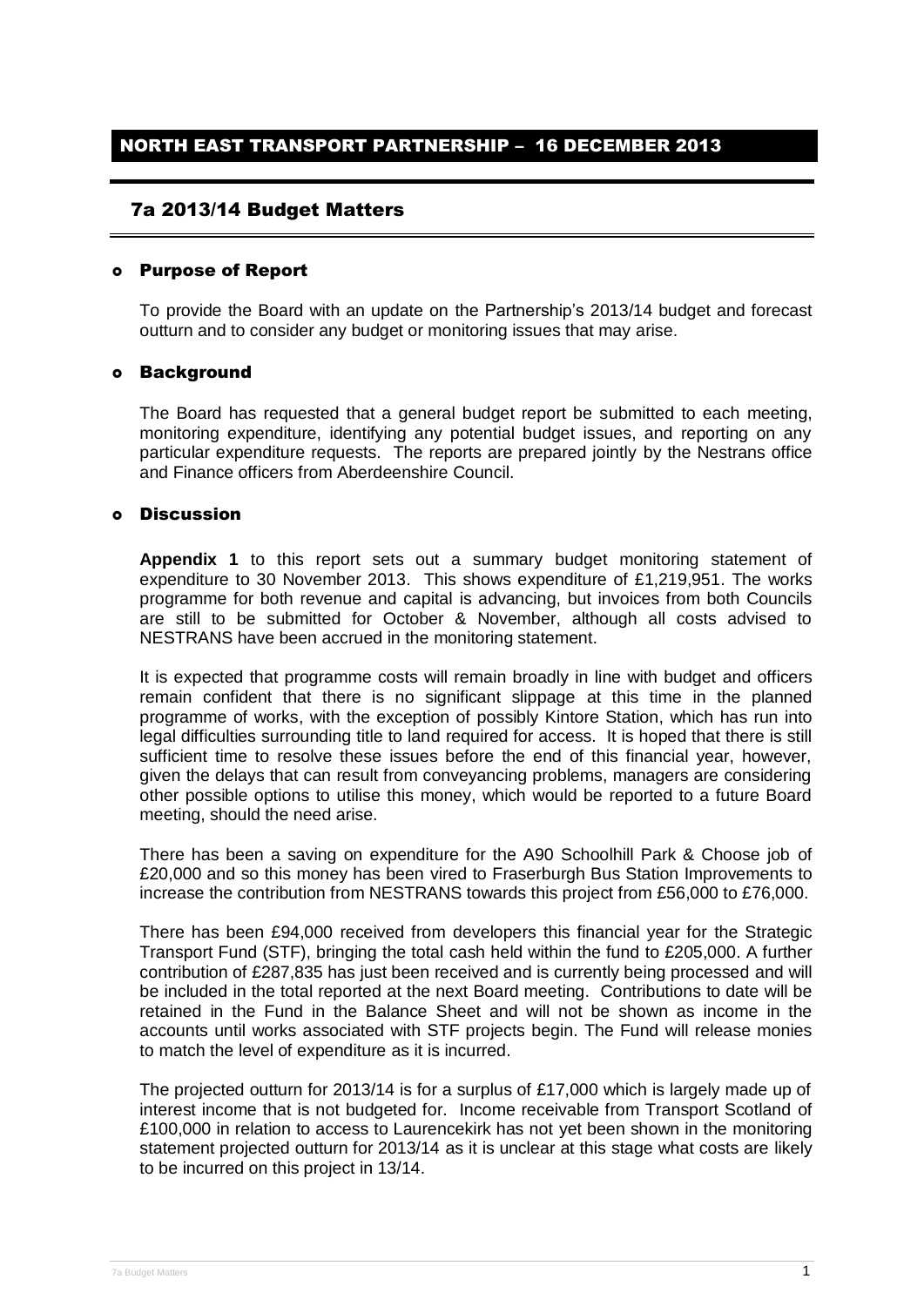# NORTH EAST TRANSPORT PARTNERSHIP – 16 DECEMBER 2013

## 7a 2013/14 Budget Matters

### Purpose of Report

To provide the Board with an update on the Partnership's 2013/14 budget and forecast outturn and to consider any budget or monitoring issues that may arise.

### Background

The Board has requested that a general budget report be submitted to each meeting, monitoring expenditure, identifying any potential budget issues, and reporting on any particular expenditure requests. The reports are prepared jointly by the Nestrans office and Finance officers from Aberdeenshire Council.

### Discussion

**Appendix 1** to this report sets out a summary budget monitoring statement of expenditure to 30 November 2013. This shows expenditure of £1,219,951. The works programme for both revenue and capital is advancing, but invoices from both Councils are still to be submitted for October & November, although all costs advised to NESTRANS have been accrued in the monitoring statement.

It is expected that programme costs will remain broadly in line with budget and officers remain confident that there is no significant slippage at this time in the planned programme of works, with the exception of possibly Kintore Station, which has run into legal difficulties surrounding title to land required for access. It is hoped that there is still sufficient time to resolve these issues before the end of this financial year, however, given the delays that can result from conveyancing problems, managers are considering other possible options to utilise this money, which would be reported to a future Board meeting, should the need arise.

There has been a saving on expenditure for the A90 Schoolhill Park & Choose job of £20,000 and so this money has been vired to Fraserburgh Bus Station Improvements to increase the contribution from NESTRANS towards this project from £56,000 to £76,000.

There has been £94,000 received from developers this financial year for the Strategic Transport Fund (STF), bringing the total cash held within the fund to £205,000. A further contribution of £287,835 has just been received and is currently being processed and will be included in the total reported at the next Board meeting. Contributions to date will be retained in the Fund in the Balance Sheet and will not be shown as income in the accounts until works associated with STF projects begin. The Fund will release monies to match the level of expenditure as it is incurred.

The projected outturn for 2013/14 is for a surplus of £17,000 which is largely made up of interest income that is not budgeted for. Income receivable from Transport Scotland of £100,000 in relation to access to Laurencekirk has not yet been shown in the monitoring statement projected outturn for 2013/14 as it is unclear at this stage what costs are likely to be incurred on this project in 13/14.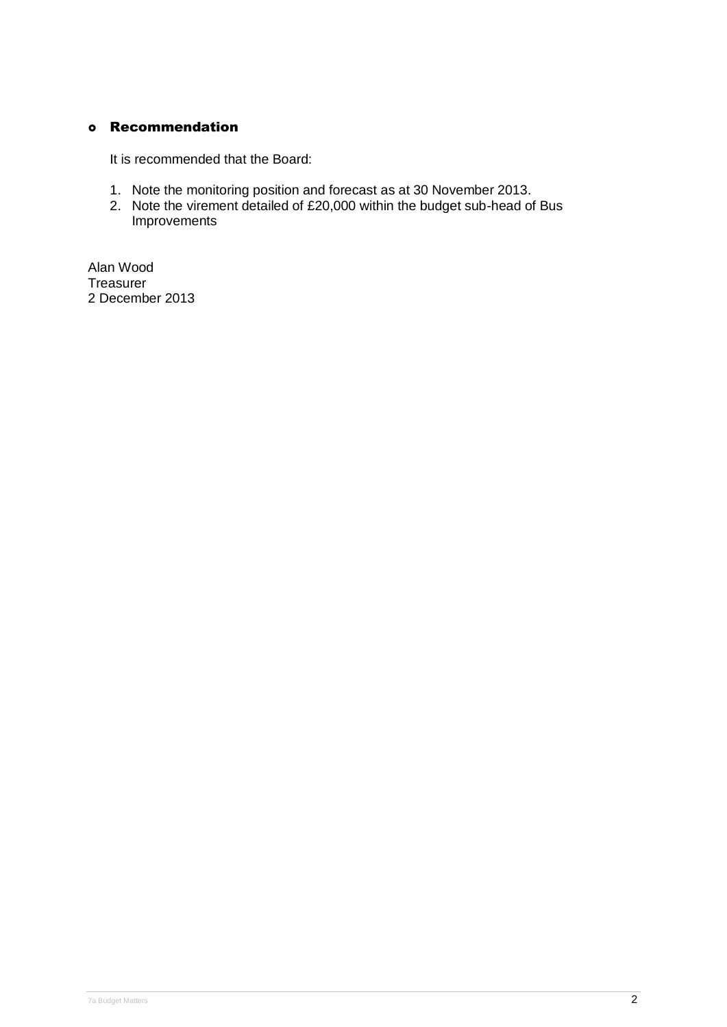- **Recommendation**

It is recommended that the Board:

1. Note the monitoring position and forecast as at 30 November 2013.
2. Note the virement detailed of £20,000 within the budget sub-head of Bus Improvements

Alan Wood
Treasurer
2 December 2013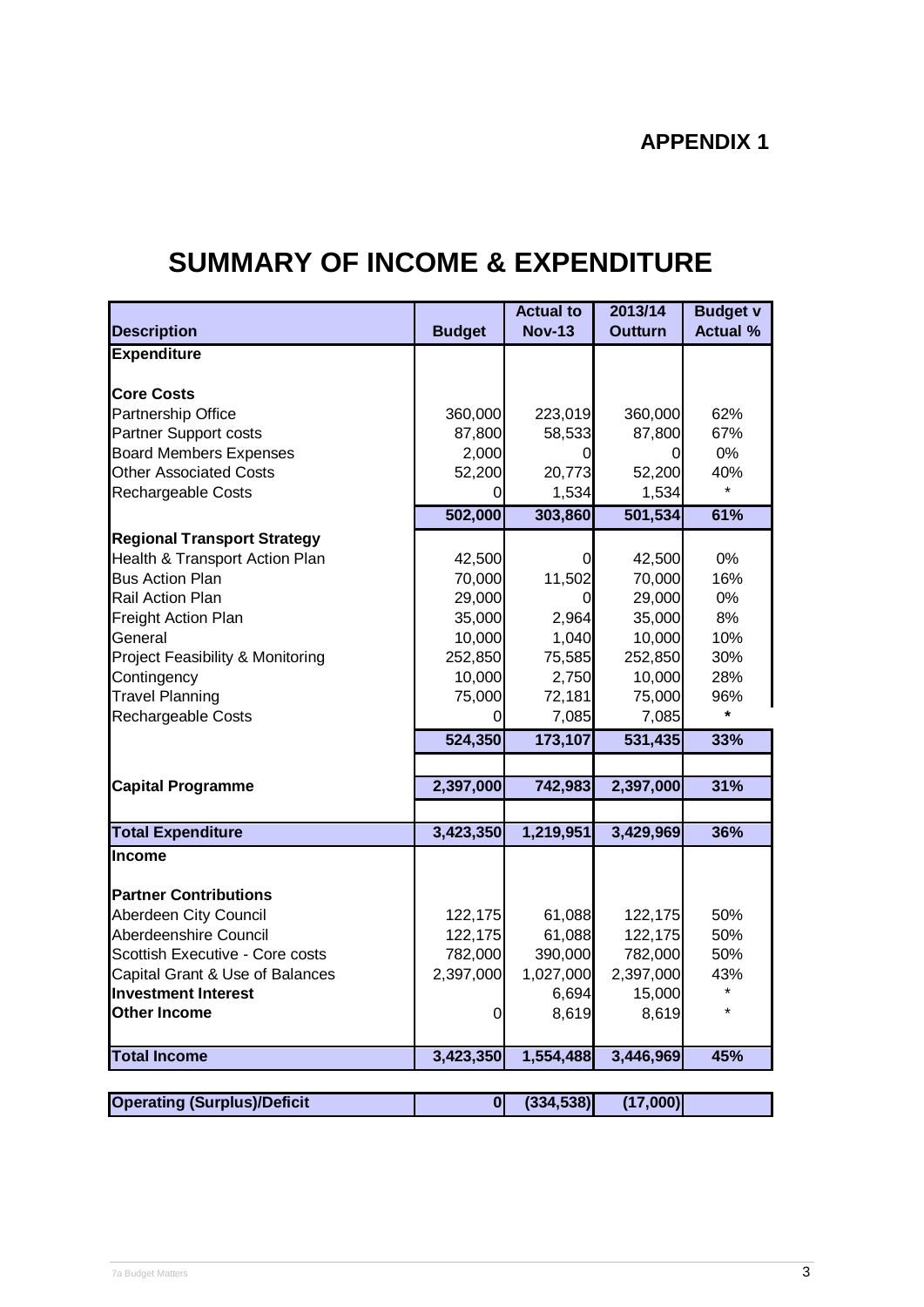**APPENDIX 1**

# SUMMARY OF INCOME & EXPENDITURE

| Description | Budget | Actual to Nov-13 | 2013/14 Outturn | Budget v Actual % |
|---|---|---|---|---|
| **Expenditure** | | | | |
| | | | | |
| **Core Costs** | | | | |
| Partnership Office | 360,000 | 223,019 | 360,000 | 62% |
| Partner Support costs | 87,800 | 58,533 | 87,800 | 67% |
| Board Members Expenses | 2,000 | 0 | 0 | 0% |
| Other Associated Costs | 52,200 | 20,773 | 52,200 | 40% |
| Rechargeable Costs | 0 | 1,534 | 1,534 | * |
| | **502,000** | **303,860** | **501,534** | **61%** |
| **Regional Transport Strategy** | | | | |
| Health & Transport Action Plan | 42,500 | 0 | 42,500 | 0% |
| Bus Action Plan | 70,000 | 11,502 | 70,000 | 16% |
| Rail Action Plan | 29,000 | 0 | 29,000 | 0% |
| Freight Action Plan | 35,000 | 2,964 | 35,000 | 8% |
| General | 10,000 | 1,040 | 10,000 | 10% |
| Project Feasibility & Monitoring | 252,850 | 75,585 | 252,850 | 30% |
| Contingency | 10,000 | 2,750 | 10,000 | 28% |
| Travel Planning | 75,000 | 72,181 | 75,000 | 96% |
| Rechargeable Costs | 0 | 7,085 | 7,085 | * |
| | **524,350** | **173,107** | **531,435** | **33%** |
| | | | | |
| **Capital Programme** | **2,397,000** | **742,983** | **2,397,000** | **31%** |
| | | | | |
| **Total Expenditure** | **3,423,350** | **1,219,951** | **3,429,969** | **36%** |
| **Income** | | | | |
| | | | | |
| **Partner Contributions** | | | | |
| Aberdeen City Council | 122,175 | 61,088 | 122,175 | 50% |
| Aberdeenshire Council | 122,175 | 61,088 | 122,175 | 50% |
| Scottish Executive - Core costs | 782,000 | 390,000 | 782,000 | 50% |
| Capital Grant & Use of Balances | 2,397,000 | 1,027,000 | 2,397,000 | 43% |
| **Investment Interest** | | 6,694 | 15,000 | * |
| **Other Income** | 0 | 8,619 | 8,619 | * |
| | | | | |
| **Total Income** | **3,423,350** | **1,554,488** | **3,446,969** | **45%** |
| | | | | |
| **Operating (Surplus)/Deficit** | **0** | **(334,538)** | **(17,000)** | |